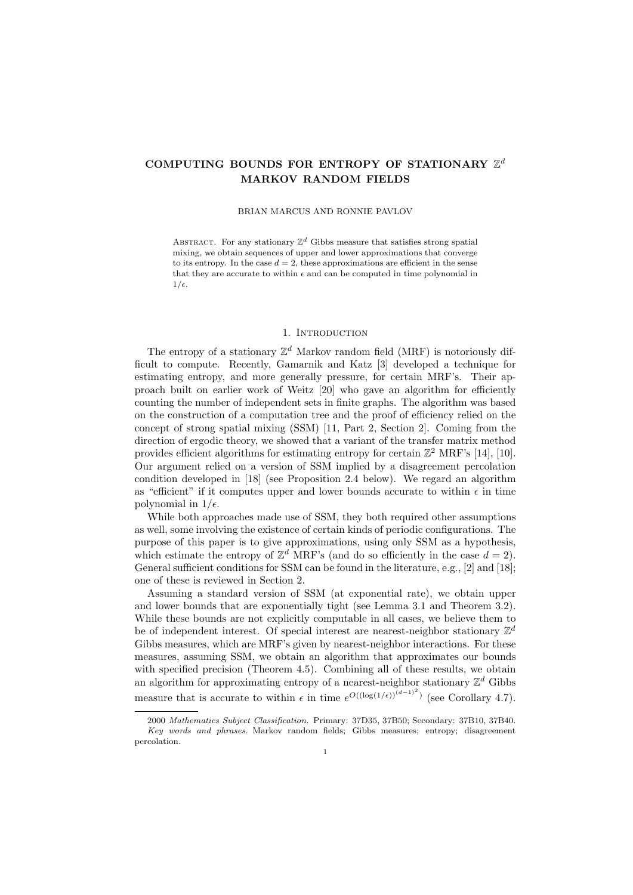# COMPUTING BOUNDS FOR ENTROPY OF STATIONARY $\mathbb{Z}^d$ MARKOV RANDOM FIELDS

BRIAN MARCUS AND RONNIE PAVLOV

Abstract. For any stationary $\mathbb{Z}^d$ Gibbs measure that satisfies strong spatial mixing, we obtain sequences of upper and lower approximations that converge to its entropy. In the case $d = 2$, these approximations are efficient in the sense that they are accurate to within $\epsilon$ and can be computed in time polynomial in $1/\epsilon$.

## 1. Introduction

The entropy of a stationary $\mathbb{Z}^d$ Markov random field (MRF) is notoriously difficult to compute. Recently, Gamarnik and Katz [3] developed a technique for estimating entropy, and more generally pressure, for certain MRF's. Their approach built on earlier work of Weitz [20] who gave an algorithm for efficiently counting the number of independent sets in finite graphs. The algorithm was based on the construction of a computation tree and the proof of efficiency relied on the concept of strong spatial mixing (SSM) [11, Part 2, Section 2]. Coming from the direction of ergodic theory, we showed that a variant of the transfer matrix method provides efficient algorithms for estimating entropy for certain $\mathbb{Z}^2$ MRF's [14], [10]. Our argument relied on a version of SSM implied by a disagreement percolation condition developed in [18] (see Proposition 2.4 below). We regard an algorithm as "efficient" if it computes upper and lower bounds accurate to within $\epsilon$ in time polynomial in $1/\epsilon$.

While both approaches made use of SSM, they both required other assumptions as well, some involving the existence of certain kinds of periodic configurations. The purpose of this paper is to give approximations, using only SSM as a hypothesis, which estimate the entropy of $\mathbb{Z}^d$ MRF's (and do so efficiently in the case $d = 2$). General sufficient conditions for SSM can be found in the literature, e.g., [2] and [18]; one of these is reviewed in Section 2.

Assuming a standard version of SSM (at exponential rate), we obtain upper and lower bounds that are exponentially tight (see Lemma 3.1 and Theorem 3.2). While these bounds are not explicitly computable in all cases, we believe them to be of independent interest. Of special interest are nearest-neighbor stationary $\mathbb{Z}^d$ Gibbs measures, which are MRF's given by nearest-neighbor interactions. For these measures, assuming SSM, we obtain an algorithm that approximates our bounds with specified precision (Theorem 4.5). Combining all of these results, we obtain an algorithm for approximating entropy of a nearest-neighbor stationary $\mathbb{Z}^d$ Gibbs measure that is accurate to within $\epsilon$ in time $e^{O((\log(1/\epsilon))^{(d-1)^2})}$ (see Corollary 4.7).

2000 *Mathematics Subject Classification.* Primary: 37D35, 37B50; Secondary: 37B10, 37B40.

*Key words and phrases.* Markov random fields; Gibbs measures; entropy; disagreement percolation.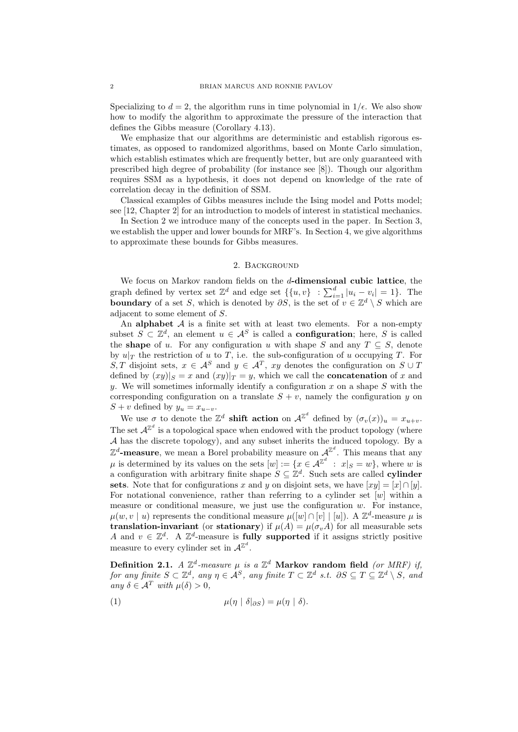Specializing to $d = 2$, the algorithm runs in time polynomial in $1/\epsilon$. We also show how to modify the algorithm to approximate the pressure of the interaction that defines the Gibbs measure (Corollary 4.13).

We emphasize that our algorithms are deterministic and establish rigorous estimates, as opposed to randomized algorithms, based on Monte Carlo simulation, which establish estimates which are frequently better, but are only guaranteed with prescribed high degree of probability (for instance see [8]). Though our algorithm requires SSM as a hypothesis, it does not depend on knowledge of the rate of correlation decay in the definition of SSM.

Classical examples of Gibbs measures include the Ising model and Potts model; see [12, Chapter 2] for an introduction to models of interest in statistical mechanics.

In Section 2 we introduce many of the concepts used in the paper. In Section 3, we establish the upper and lower bounds for MRF's. In Section 4, we give algorithms to approximate these bounds for Gibbs measures.

## 2. Background

We focus on Markov random fields on the **$d$-dimensional cubic lattice**, the graph defined by vertex set $\mathbb{Z}^d$ and edge set $\{\{u, v\} \ : \sum_{i=1}^d |u_i - v_i| = 1\}$. The **boundary** of a set $S$, which is denoted by $\partial S$, is the set of $v \in \mathbb{Z}^d \setminus S$ which are adjacent to some element of $S$.

An **alphabet** $\mathcal{A}$ is a finite set with at least two elements. For a non-empty subset $S \subset \mathbb{Z}^d$, an element $u \in \mathcal{A}^S$ is called a **configuration**; here, $S$ is called the **shape** of $u$. For any configuration $u$ with shape $S$ and any $T \subseteq S$, denote by $u|_T$ the restriction of $u$ to $T$, i.e. the sub-configuration of $u$ occupying $T$. For $S, T$ disjoint sets, $x \in \mathcal{A}^S$ and $y \in \mathcal{A}^T$, $xy$ denotes the configuration on $S \cup T$ defined by $(xy)|_S = x$ and $(xy)|_T = y$, which we call the **concatenation** of $x$ and $y$. We will sometimes informally identify a configuration $x$ on a shape $S$ with the corresponding configuration on a translate $S + v$, namely the configuration $y$ on $S + v$ defined by $y_u = x_{u-v}$.

We use $\sigma$ to denote the $\mathbb{Z}^d$ **shift action** on $\mathcal{A}^{\mathbb{Z}^d}$ defined by $(\sigma_v(x))_u = x_{u+v}$. The set $\mathcal{A}^{\mathbb{Z}^d}$ is a topological space when endowed with the product topology (where $\mathcal{A}$ has the discrete topology), and any subset inherits the induced topology. By a **$\mathbb{Z}^d$-measure**, we mean a Borel probability measure on $\mathcal{A}^{\mathbb{Z}^d}$. This means that any $\mu$ is determined by its values on the sets $[w] := \{x \in \mathcal{A}^{\mathbb{Z}^d} \ : \ x|_S = w\}$, where $w$ is a configuration with arbitrary finite shape $S \subseteq \mathbb{Z}^d$. Such sets are called **cylinder sets**. Note that for configurations $x$ and $y$ on disjoint sets, we have $[xy] = [x] \cap [y]$. For notational convenience, rather than referring to a cylinder set $[w]$ within a measure or conditional measure, we just use the configuration $w$. For instance, $\mu(w, v \mid u)$ represents the conditional measure $\mu([w] \cap [v] \mid [u])$. A $\mathbb{Z}^d$-measure $\mu$ is **translation-invariant** (or **stationary**) if $\mu(A) = \mu(\sigma_v A)$ for all measurable sets $A$ and $v \in \mathbb{Z}^d$. A $\mathbb{Z}^d$-measure is **fully supported** if it assigns strictly positive measure to every cylinder set in $\mathcal{A}^{\mathbb{Z}^d}$.

**Definition 2.1.** *A $\mathbb{Z}^d$-measure $\mu$ is a $\mathbb{Z}^d$* **Markov random field** *(or MRF) if, for any finite $S \subset \mathbb{Z}^d$, any $\eta \in \mathcal{A}^S$, any finite $T \subset \mathbb{Z}^d$ s.t. $\partial S \subseteq T \subseteq \mathbb{Z}^d \setminus S$, and any $\delta \in \mathcal{A}^T$ with $\mu(\delta) > 0$,*

$$\mu(\eta \mid \delta|_{\partial S}) = \mu(\eta \mid \delta). \tag{1}$$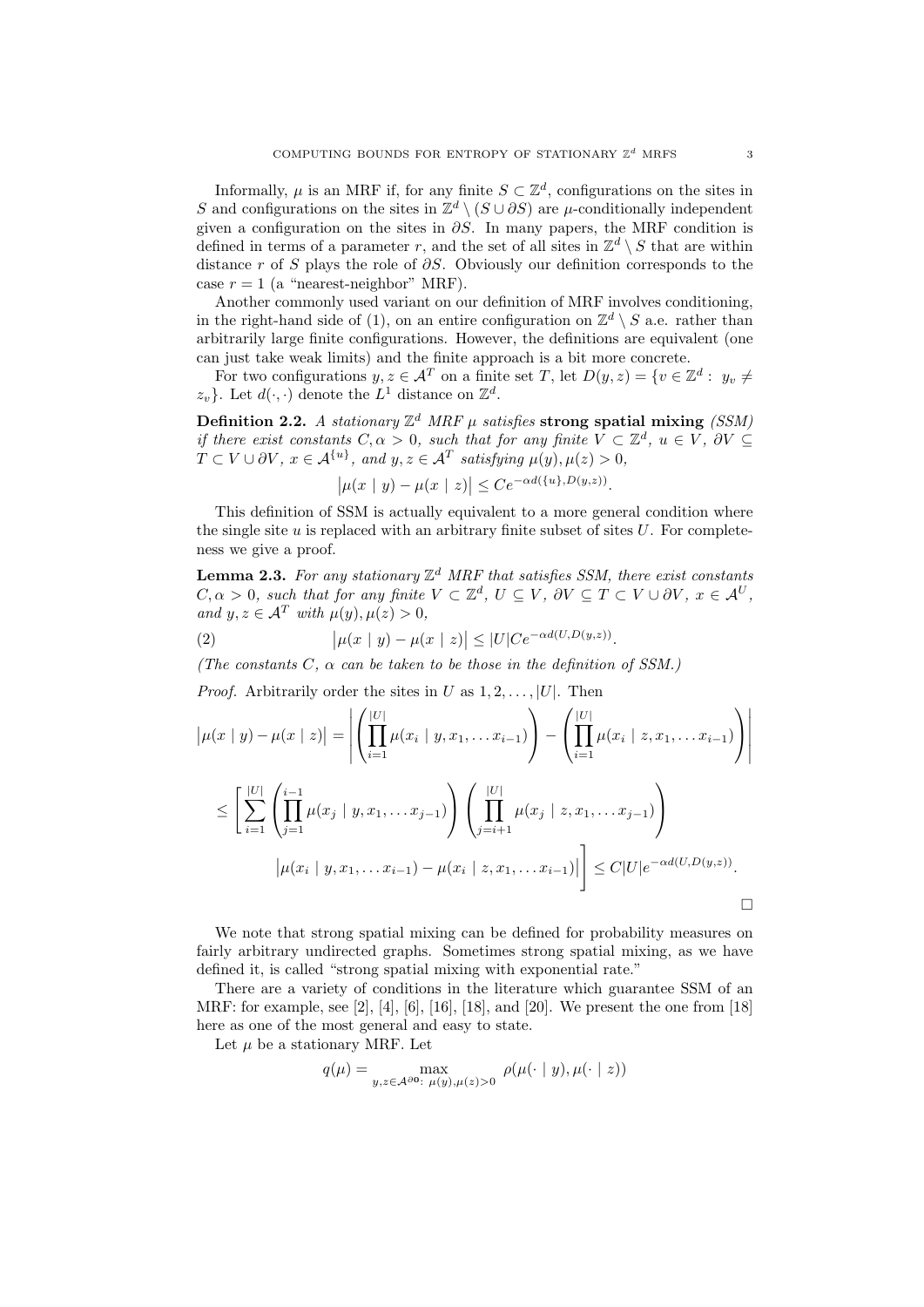Informally, $\mu$ is an MRF if, for any finite $S \subset \mathbb{Z}^d$, configurations on the sites in $S$ and configurations on the sites in $\mathbb{Z}^d \setminus (S \cup \partial S)$ are $\mu$-conditionally independent given a configuration on the sites in $\partial S$. In many papers, the MRF condition is defined in terms of a parameter $r$, and the set of all sites in $\mathbb{Z}^d \setminus S$ that are within distance $r$ of $S$ plays the role of $\partial S$. Obviously our definition corresponds to the case $r = 1$ (a "nearest-neighbor" MRF).

Another commonly used variant on our definition of MRF involves conditioning, in the right-hand side of (1), on an entire configuration on $\mathbb{Z}^d \setminus S$ a.e. rather than arbitrarily large finite configurations. However, the definitions are equivalent (one can just take weak limits) and the finite approach is a bit more concrete.

For two configurations $y, z \in \mathcal{A}^T$ on a finite set $T$, let $D(y, z) = \{v \in \mathbb{Z}^d : y_v \neq z_v\}$. Let $d(\cdot, \cdot)$ denote the $L^1$ distance on $\mathbb{Z}^d$.

**Definition 2.2.** *A stationary $\mathbb{Z}^d$ MRF $\mu$ satisfies* **strong spatial mixing** *(SSM) if there exist constants $C, \alpha > 0$, such that for any finite $V \subset \mathbb{Z}^d$, $u \in V$, $\partial V \subseteq T \subset V \cup \partial V$, $x \in \mathcal{A}^{\{u\}}$, and $y, z \in \mathcal{A}^T$ satisfying $\mu(y), \mu(z) > 0$,*

$$\left|\mu(x \mid y) - \mu(x \mid z)\right| \leq Ce^{-\alpha d(\{u\}, D(y,z))}.$$

This definition of SSM is actually equivalent to a more general condition where the single site $u$ is replaced with an arbitrary finite subset of sites $U$. For completeness we give a proof.

**Lemma 2.3.** *For any stationary $\mathbb{Z}^d$ MRF that satisfies SSM, there exist constants $C, \alpha > 0$, such that for any finite $V \subset \mathbb{Z}^d$, $U \subseteq V$, $\partial V \subseteq T \subset V \cup \partial V$, $x \in \mathcal{A}^U$, and $y, z \in \mathcal{A}^T$ with $\mu(y), \mu(z) > 0$,*

$$\left|\mu(x \mid y) - \mu(x \mid z)\right| \leq |U| Ce^{-\alpha d(U, D(y,z))}. \tag{2}$$

*(The constants $C$, $\alpha$ can be taken to be those in the definition of SSM.)*

*Proof.* Arbitrarily order the sites in $U$ as $1, 2, \ldots, |U|$. Then

$$\left|\mu(x \mid y) - \mu(x \mid z)\right| = \left|\left(\prod_{i=1}^{|U|} \mu(x_i \mid y, x_1, \ldots x_{i-1})\right) - \left(\prod_{i=1}^{|U|} \mu(x_i \mid z, x_1, \ldots x_{i-1})\right)\right|$$

$$\leq \left[\sum_{i=1}^{|U|} \left(\prod_{j=1}^{i-1} \mu(x_j \mid y, x_1, \ldots x_{j-1})\right) \left(\prod_{j=i+1}^{|U|} \mu(x_j \mid z, x_1, \ldots x_{j-1})\right)\right.$$

$$\left.\left|\mu(x_i \mid y, x_1, \ldots x_{i-1}) - \mu(x_i \mid z, x_1, \ldots x_{i-1})\right|\right] \leq C|U|e^{-\alpha d(U, D(y,z))}.$$

$\square$

We note that strong spatial mixing can be defined for probability measures on fairly arbitrary undirected graphs. Sometimes strong spatial mixing, as we have defined it, is called "strong spatial mixing with exponential rate."

There are a variety of conditions in the literature which guarantee SSM of an MRF: for example, see [2], [4], [6], [16], [18], and [20]. We present the one from [18] here as one of the most general and easy to state.

Let $\mu$ be a stationary MRF. Let

$$q(\mu) = \max_{y, z \in \mathcal{A}^{\partial \mathbf{0}}:\ \mu(y), \mu(z) > 0} \rho(\mu(\cdot \mid y), \mu(\cdot \mid z))$$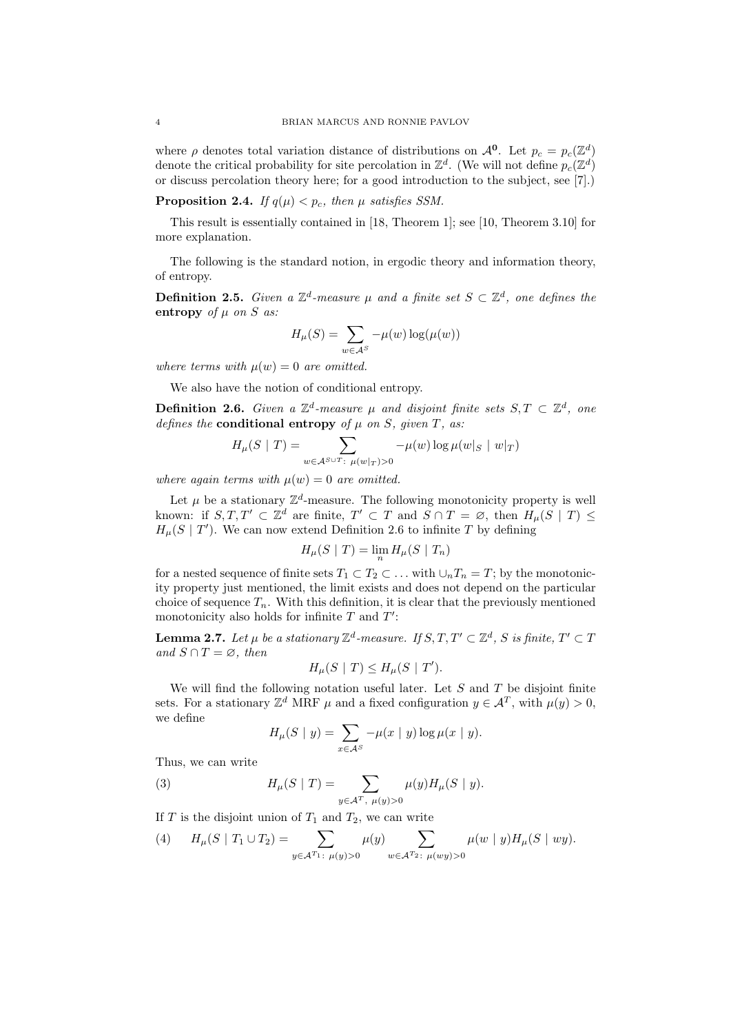where $\rho$ denotes total variation distance of distributions on $\mathcal{A}^{\mathbf{0}}$. Let $p_c = p_c(\mathbb{Z}^d)$ denote the critical probability for site percolation in $\mathbb{Z}^d$. (We will not define $p_c(\mathbb{Z}^d)$ or discuss percolation theory here; for a good introduction to the subject, see [7].)

**Proposition 2.4.** *If $q(\mu) < p_c$, then $\mu$ satisfies SSM.*

This result is essentially contained in [18, Theorem 1]; see [10, Theorem 3.10] for more explanation.

The following is the standard notion, in ergodic theory and information theory, of entropy.

**Definition 2.5.** *Given a $\mathbb{Z}^d$-measure $\mu$ and a finite set $S \subset \mathbb{Z}^d$, one defines the* **entropy** *of $\mu$ on $S$ as:*

$$H_\mu(S) = \sum_{w \in \mathcal{A}^S} -\mu(w)\log(\mu(w))$$

*where terms with $\mu(w) = 0$ are omitted.*

We also have the notion of conditional entropy.

**Definition 2.6.** *Given a $\mathbb{Z}^d$-measure $\mu$ and disjoint finite sets $S, T \subset \mathbb{Z}^d$, one defines the* **conditional entropy** *of $\mu$ on $S$, given $T$, as:*

$$H_\mu(S \mid T) = \sum_{w \in \mathcal{A}^{S \cup T}:\ \mu(w|_T)>0} -\mu(w)\log \mu(w|_S \mid w|_T)$$

*where again terms with $\mu(w) = 0$ are omitted.*

Let $\mu$ be a stationary $\mathbb{Z}^d$-measure. The following monotonicity property is well known: if $S, T, T' \subset \mathbb{Z}^d$ are finite, $T' \subset T$ and $S \cap T = \varnothing$, then $H_\mu(S \mid T) \leq H_\mu(S \mid T')$. We can now extend Definition 2.6 to infinite $T$ by defining

$$H_\mu(S \mid T) = \lim_n H_\mu(S \mid T_n)$$

for a nested sequence of finite sets $T_1 \subset T_2 \subset \ldots$ with $\cup_n T_n = T$; by the monotonicity property just mentioned, the limit exists and does not depend on the particular choice of sequence $T_n$. With this definition, it is clear that the previously mentioned monotonicity also holds for infinite $T$ and $T'$:

**Lemma 2.7.** *Let $\mu$ be a stationary $\mathbb{Z}^d$-measure. If $S, T, T' \subset \mathbb{Z}^d$, $S$ is finite, $T' \subset T$ and $S \cap T = \varnothing$, then*

$$H_\mu(S \mid T) \leq H_\mu(S \mid T').$$

We will find the following notation useful later. Let $S$ and $T$ be disjoint finite sets. For a stationary $\mathbb{Z}^d$ MRF $\mu$ and a fixed configuration $y \in \mathcal{A}^T$, with $\mu(y) > 0$, we define

$$H_\mu(S \mid y) = \sum_{x \in \mathcal{A}^S} -\mu(x \mid y)\log \mu(x \mid y).$$

Thus, we can write

$$H_\mu(S \mid T) = \sum_{y \in \mathcal{A}^T,\ \mu(y)>0} \mu(y) H_\mu(S \mid y). \tag{3}$$

If $T$ is the disjoint union of $T_1$ and $T_2$, we can write

$$H_\mu(S \mid T_1 \cup T_2) = \sum_{y \in \mathcal{A}^{T_1}:\ \mu(y)>0} \mu(y) \sum_{w \in \mathcal{A}^{T_2}:\ \mu(wy)>0} \mu(w \mid y) H_\mu(S \mid wy). \tag{4}$$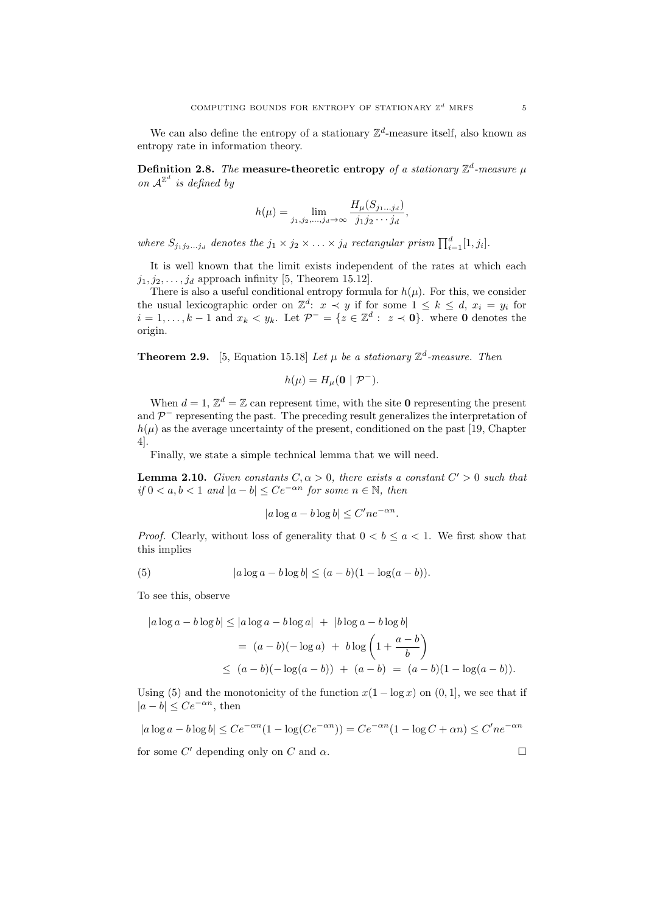We can also define the entropy of a stationary $\mathbb{Z}^d$-measure itself, also known as entropy rate in information theory.

**Definition 2.8.** *The* **measure-theoretic entropy** *of a stationary $\mathbb{Z}^d$-measure $\mu$ on $\mathcal{A}^{\mathbb{Z}^d}$ is defined by*

$$h(\mu) = \lim_{j_1, j_2, \ldots, j_d \to \infty} \frac{H_\mu(S_{j_1 \ldots j_d})}{j_1 j_2 \cdots j_d},$$

*where $S_{j_1 j_2 \cdots j_d}$ denotes the $j_1 \times j_2 \times \ldots \times j_d$ rectangular prism $\prod_{i=1}^d [1, j_i]$.*

It is well known that the limit exists independent of the rates at which each $j_1, j_2, \ldots, j_d$ approach infinity [5, Theorem 15.12].

There is also a useful conditional entropy formula for $h(\mu)$. For this, we consider the usual lexicographic order on $\mathbb{Z}^d$: $x \prec y$ if for some $1 \leq k \leq d$, $x_i = y_i$ for $i = 1, \ldots, k-1$ and $x_k < y_k$. Let $\mathcal{P}^- = \{z \in \mathbb{Z}^d : z \prec \mathbf{0}\}$. where $\mathbf{0}$ denotes the origin.

**Theorem 2.9.** [5, Equation 15.18] *Let $\mu$ be a stationary $\mathbb{Z}^d$-measure. Then*

$$h(\mu) = H_\mu(\mathbf{0} \mid \mathcal{P}^-).$$

When $d = 1$, $\mathbb{Z}^d = \mathbb{Z}$ can represent time, with the site $\mathbf{0}$ representing the present and $\mathcal{P}^-$ representing the past. The preceding result generalizes the interpretation of $h(\mu)$ as the average uncertainty of the present, conditioned on the past [19, Chapter 4].

Finally, we state a simple technical lemma that we will need.

**Lemma 2.10.** *Given constants $C, \alpha > 0$, there exists a constant $C' > 0$ such that if $0 < a, b < 1$ and $|a - b| \leq Ce^{-\alpha n}$ for some $n \in \mathbb{N}$, then*

$$|a \log a - b \log b| \leq C' n e^{-\alpha n}.$$

*Proof.* Clearly, without loss of generality that $0 < b \leq a < 1$. We first show that this implies

$$|a \log a - b \log b| \leq (a - b)(1 - \log(a - b)). \tag{5}$$

To see this, observe

$$\begin{aligned}
|a \log a - b \log b| &\leq |a \log a - b \log a| \ + \ |b \log a - b \log b| \\
&= \ (a - b)(-\log a) \ + \ b \log\left(1 + \frac{a - b}{b}\right) \\
&\leq \ (a - b)(-\log(a - b)) \ + \ (a - b) \ = \ (a - b)(1 - \log(a - b)).
\end{aligned}$$

Using (5) and the monotonicity of the function $x(1 - \log x)$ on $(0, 1]$, we see that if $|a - b| \leq Ce^{-\alpha n}$, then

$$|a \log a - b \log b| \leq Ce^{-\alpha n}(1 - \log(Ce^{-\alpha n})) = Ce^{-\alpha n}(1 - \log C + \alpha n) \leq C' n e^{-\alpha n}$$

for some $C'$ depending only on $C$ and $\alpha$. $\square$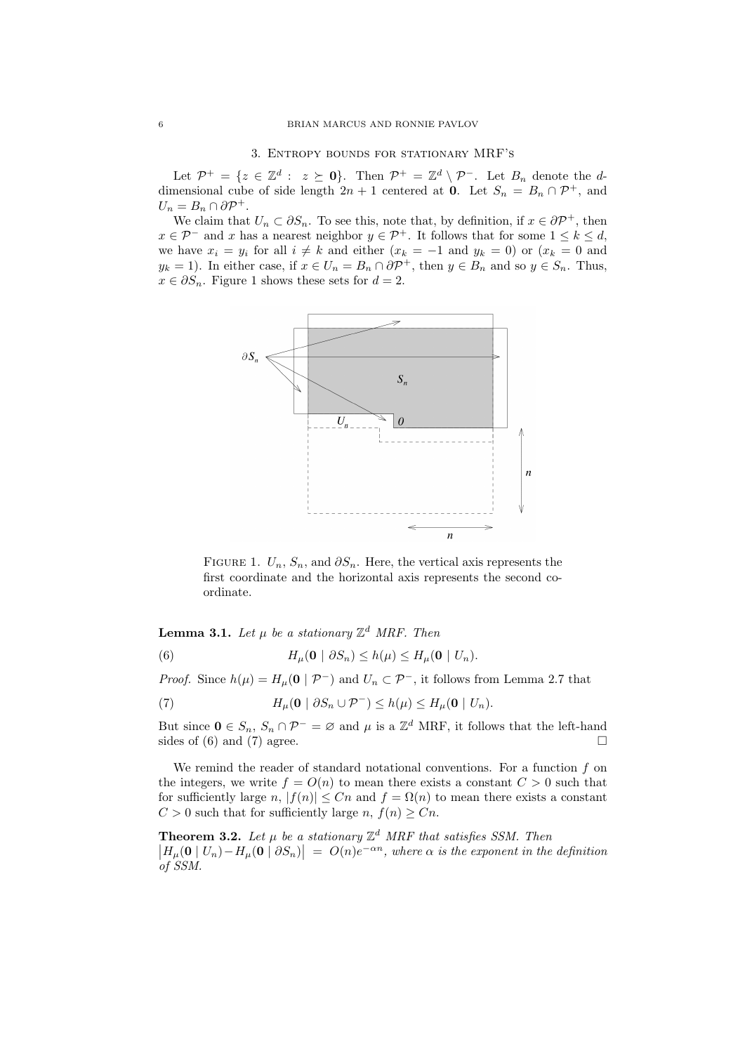## 3. Entropy bounds for stationary MRF's

Let $\mathcal{P}^+ = \{z \in \mathbb{Z}^d : z \succeq \mathbf{0}\}$. Then $\mathcal{P}^+ = \mathbb{Z}^d \setminus \mathcal{P}^-$. Let $B_n$ denote the $d$-dimensional cube of side length $2n+1$ centered at $\mathbf{0}$. Let $S_n = B_n \cap \mathcal{P}^+$, and $U_n = B_n \cap \partial \mathcal{P}^+$.

We claim that $U_n \subset \partial S_n$. To see this, note that, by definition, if $x \in \partial \mathcal{P}^+$, then $x \in \mathcal{P}^-$ and $x$ has a nearest neighbor $y \in \mathcal{P}^+$. It follows that for some $1 \le k \le d$, we have $x_i = y_i$ for all $i \neq k$ and either ($x_k = -1$ and $y_k = 0$) or ($x_k = 0$ and $y_k = 1$). In either case, if $x \in U_n = B_n \cap \partial \mathcal{P}^+$, then $y \in B_n$ and so $y \in S_n$. Thus, $x \in \partial S_n$. Figure 1 shows these sets for $d = 2$.

Figure 1. $U_n$, $S_n$, and $\partial S_n$. Here, the vertical axis represents the first coordinate and the horizontal axis represents the second coordinate.

**Lemma 3.1.** *Let $\mu$ be a stationary $\mathbb{Z}^d$ MRF. Then*

$$H_\mu(\mathbf{0} \mid \partial S_n) \le h(\mu) \le H_\mu(\mathbf{0} \mid U_n). \tag{6}$$

*Proof.* Since $h(\mu) = H_\mu(\mathbf{0} \mid \mathcal{P}^-)$ and $U_n \subset \mathcal{P}^-$, it follows from Lemma 2.7 that

$$H_\mu(\mathbf{0} \mid \partial S_n \cup \mathcal{P}^-) \le h(\mu) \le H_\mu(\mathbf{0} \mid U_n). \tag{7}$$

But since $\mathbf{0} \in S_n$, $S_n \cap \mathcal{P}^- = \varnothing$ and $\mu$ is a $\mathbb{Z}^d$ MRF, it follows that the left-hand sides of (6) and (7) agree. $\square$

We remind the reader of standard notational conventions. For a function $f$ on the integers, we write $f = O(n)$ to mean there exists a constant $C > 0$ such that for sufficiently large $n$, $|f(n)| \le Cn$ and $f = \Omega(n)$ to mean there exists a constant $C > 0$ such that for sufficiently large $n$, $f(n) \ge Cn$.

**Theorem 3.2.** *Let $\mu$ be a stationary $\mathbb{Z}^d$ MRF that satisfies SSM. Then $\left|H_\mu(\mathbf{0} \mid U_n) - H_\mu(\mathbf{0} \mid \partial S_n)\right| = O(n)e^{-\alpha n}$, where $\alpha$ is the exponent in the definition of SSM.*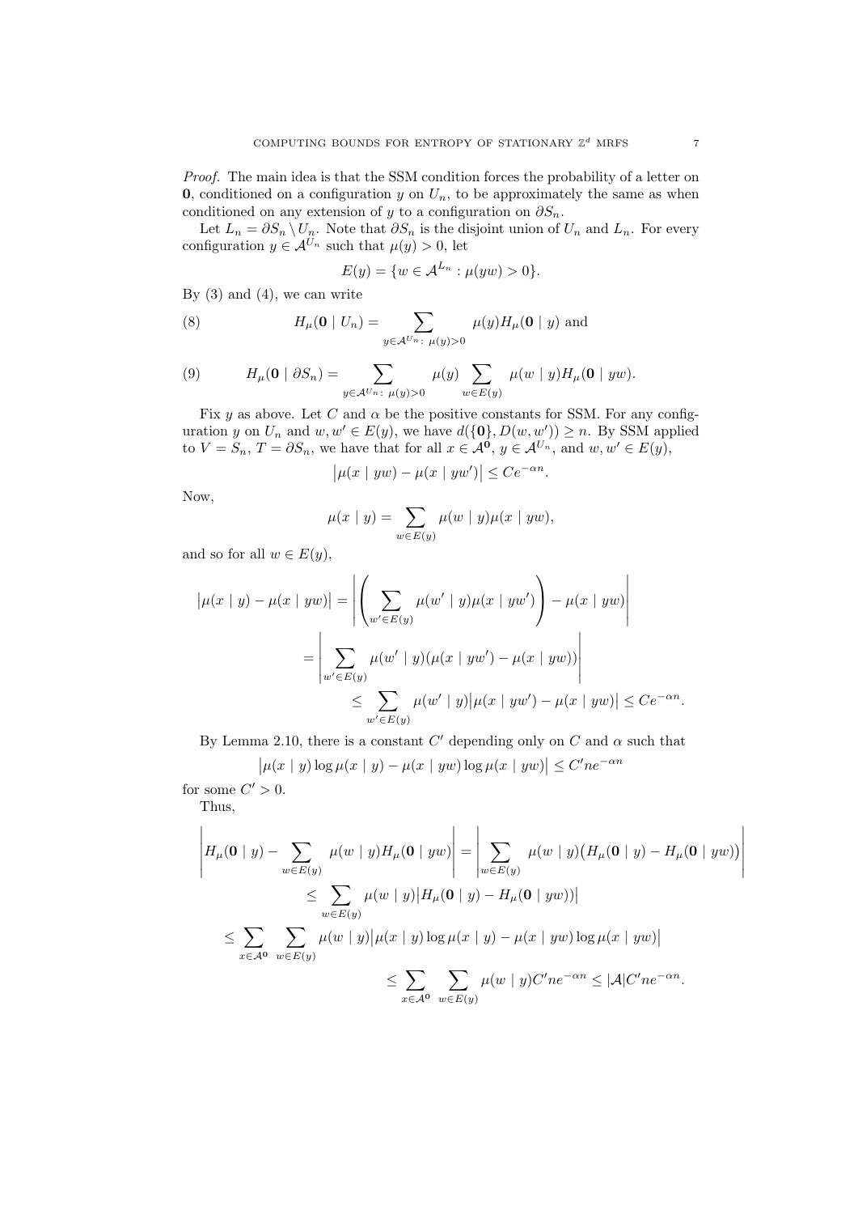*Proof.* The main idea is that the SSM condition forces the probability of a letter on $\mathbf{0}$, conditioned on a configuration $y$ on $U_n$, to be approximately the same as when conditioned on any extension of $y$ to a configuration on $\partial S_n$.

Let $L_n = \partial S_n \setminus U_n$. Note that $\partial S_n$ is the disjoint union of $U_n$ and $L_n$. For every configuration $y \in \mathcal{A}^{U_n}$ such that $\mu(y) > 0$, let

$$E(y) = \{w \in \mathcal{A}^{L_n} : \mu(yw) > 0\}.$$

By (3) and (4), we can write

$$H_\mu(\mathbf{0} \mid U_n) = \sum_{y \in \mathcal{A}^{U_n}:\ \mu(y)>0} \mu(y) H_\mu(\mathbf{0} \mid y) \text{ and} \tag{8}$$

$$H_\mu(\mathbf{0} \mid \partial S_n) = \sum_{y \in \mathcal{A}^{U_n}:\ \mu(y)>0} \mu(y) \sum_{w \in E(y)} \mu(w \mid y) H_\mu(\mathbf{0} \mid yw). \tag{9}$$

Fix $y$ as above. Let $C$ and $\alpha$ be the positive constants for SSM. For any configuration $y$ on $U_n$ and $w, w' \in E(y)$, we have $d(\{\mathbf{0}\}, D(w, w')) \geq n$. By SSM applied to $V = S_n$, $T = \partial S_n$, we have that for all $x \in \mathcal{A}^{\mathbf{0}}$, $y \in \mathcal{A}^{U_n}$, and $w, w' \in E(y)$,

$$\big|\mu(x \mid yw) - \mu(x \mid yw')\big| \leq Ce^{-\alpha n}.$$

Now,

$$\mu(x \mid y) = \sum_{w \in E(y)} \mu(w \mid y) \mu(x \mid yw),$$

and so for all $w \in E(y)$,

$$\begin{aligned}
\big|\mu(x \mid y) - \mu(x \mid yw)\big| &= \left| \left( \sum_{w' \in E(y)} \mu(w' \mid y) \mu(x \mid yw') \right) - \mu(x \mid yw) \right| \\
&= \left| \sum_{w' \in E(y)} \mu(w' \mid y)(\mu(x \mid yw') - \mu(x \mid yw)) \right| \\
&\leq \sum_{w' \in E(y)} \mu(w' \mid y) \big|\mu(x \mid yw') - \mu(x \mid yw)\big| \leq Ce^{-\alpha n}.
\end{aligned}$$

By Lemma 2.10, there is a constant $C'$ depending only on $C$ and $\alpha$ such that

$$\big|\mu(x \mid y) \log \mu(x \mid y) - \mu(x \mid yw) \log \mu(x \mid yw)\big| \leq C' n e^{-\alpha n}$$

for some $C' > 0$.

Thus,

$$\begin{aligned}
\left| H_\mu(\mathbf{0} \mid y) - \sum_{w \in E(y)} \mu(w \mid y) H_\mu(\mathbf{0} \mid yw) \right| &= \left| \sum_{w \in E(y)} \mu(w \mid y) \big( H_\mu(\mathbf{0} \mid y) - H_\mu(\mathbf{0} \mid yw) \big) \right| \\
&\leq \sum_{w \in E(y)} \mu(w \mid y) \big| H_\mu(\mathbf{0} \mid y) - H_\mu(\mathbf{0} \mid yw)) \big| \\
&\leq \sum_{x \in \mathcal{A}^{\mathbf{0}}} \sum_{w \in E(y)} \mu(w \mid y) \big|\mu(x \mid y) \log \mu(x \mid y) - \mu(x \mid yw) \log \mu(x \mid yw)\big| \\
&\leq \sum_{x \in \mathcal{A}^{\mathbf{0}}} \sum_{w \in E(y)} \mu(w \mid y) C' n e^{-\alpha n} \leq |\mathcal{A}| C' n e^{-\alpha n}.
\end{aligned}$$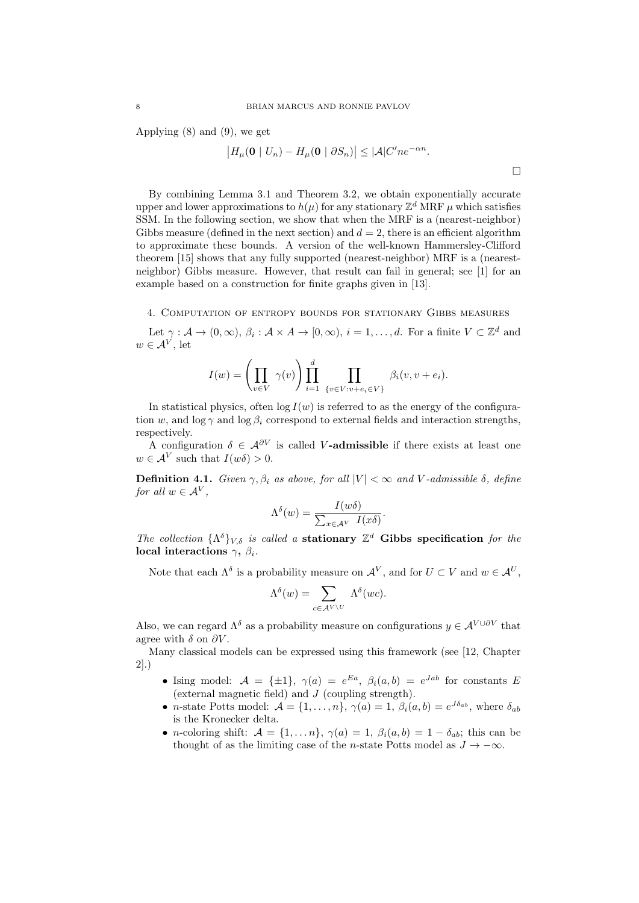Applying (8) and (9), we get

$$\left|H_\mu(\mathbf{0} \mid U_n) - H_\mu(\mathbf{0} \mid \partial S_n)\right| \le |\mathcal{A}|C'ne^{-\alpha n}.$$

□

By combining Lemma 3.1 and Theorem 3.2, we obtain exponentially accurate upper and lower approximations to $h(\mu)$ for any stationary $\mathbb{Z}^d$ MRF $\mu$ which satisfies SSM. In the following section, we show that when the MRF is a (nearest-neighbor) Gibbs measure (defined in the next section) and $d = 2$, there is an efficient algorithm to approximate these bounds. A version of the well-known Hammersley-Clifford theorem [15] shows that any fully supported (nearest-neighbor) MRF is a (nearest-neighbor) Gibbs measure. However, that result can fail in general; see [1] for an example based on a construction for finite graphs given in [13].

## 4. Computation of entropy bounds for stationary Gibbs measures

Let $\gamma : \mathcal{A} \to (0, \infty)$, $\beta_i : \mathcal{A} \times A \to [0, \infty)$, $i = 1, \ldots, d$. For a finite $V \subset \mathbb{Z}^d$ and $w \in \mathcal{A}^V$, let

$$I(w) = \left(\prod_{v \in V} \gamma(v)\right) \prod_{i=1}^{d} \prod_{\{v \in V : v + e_i \in V\}} \beta_i(v, v + e_i).$$

In statistical physics, often $\log I(w)$ is referred to as the energy of the configuration $w$, and $\log \gamma$ and $\log \beta_i$ correspond to external fields and interaction strengths, respectively.

A configuration $\delta \in \mathcal{A}^{\partial V}$ is called **$V$-admissible** if there exists at least one $w \in \mathcal{A}^V$ such that $I(w\delta) > 0$.

**Definition 4.1.** *Given $\gamma, \beta_i$ as above, for all $|V| < \infty$ and $V$-admissible $\delta$, define for all $w \in \mathcal{A}^V$,*

$$\Lambda^\delta(w) = \frac{I(w\delta)}{\sum_{x \in \mathcal{A}^V} I(x\delta)}.$$

*The collection $\{\Lambda^\delta\}_{V,\delta}$ is called a* **stationary $\mathbb{Z}^d$ Gibbs specification** *for the* **local interactions $\gamma$, $\beta_i$**.

Note that each $\Lambda^\delta$ is a probability measure on $\mathcal{A}^V$, and for $U \subset V$ and $w \in \mathcal{A}^U$,

$$\Lambda^\delta(w) = \sum_{c \in \mathcal{A}^{V \setminus U}} \Lambda^\delta(wc).$$

Also, we can regard $\Lambda^\delta$ as a probability measure on configurations $y \in \mathcal{A}^{V \cup \partial V}$ that agree with $\delta$ on $\partial V$.

Many classical models can be expressed using this framework (see [12, Chapter 2].)

- Ising model: $\mathcal{A} = \{\pm 1\}$, $\gamma(a) = e^{Ea}$, $\beta_i(a, b) = e^{Jab}$ for constants $E$ (external magnetic field) and $J$ (coupling strength).
- $n$-state Potts model: $\mathcal{A} = \{1, \ldots, n\}$, $\gamma(a) = 1$, $\beta_i(a, b) = e^{J\delta_{ab}}$, where $\delta_{ab}$ is the Kronecker delta.
- $n$-coloring shift: $\mathcal{A} = \{1, \ldots n\}$, $\gamma(a) = 1$, $\beta_i(a, b) = 1 - \delta_{ab}$; this can be thought of as the limiting case of the $n$-state Potts model as $J \to -\infty$.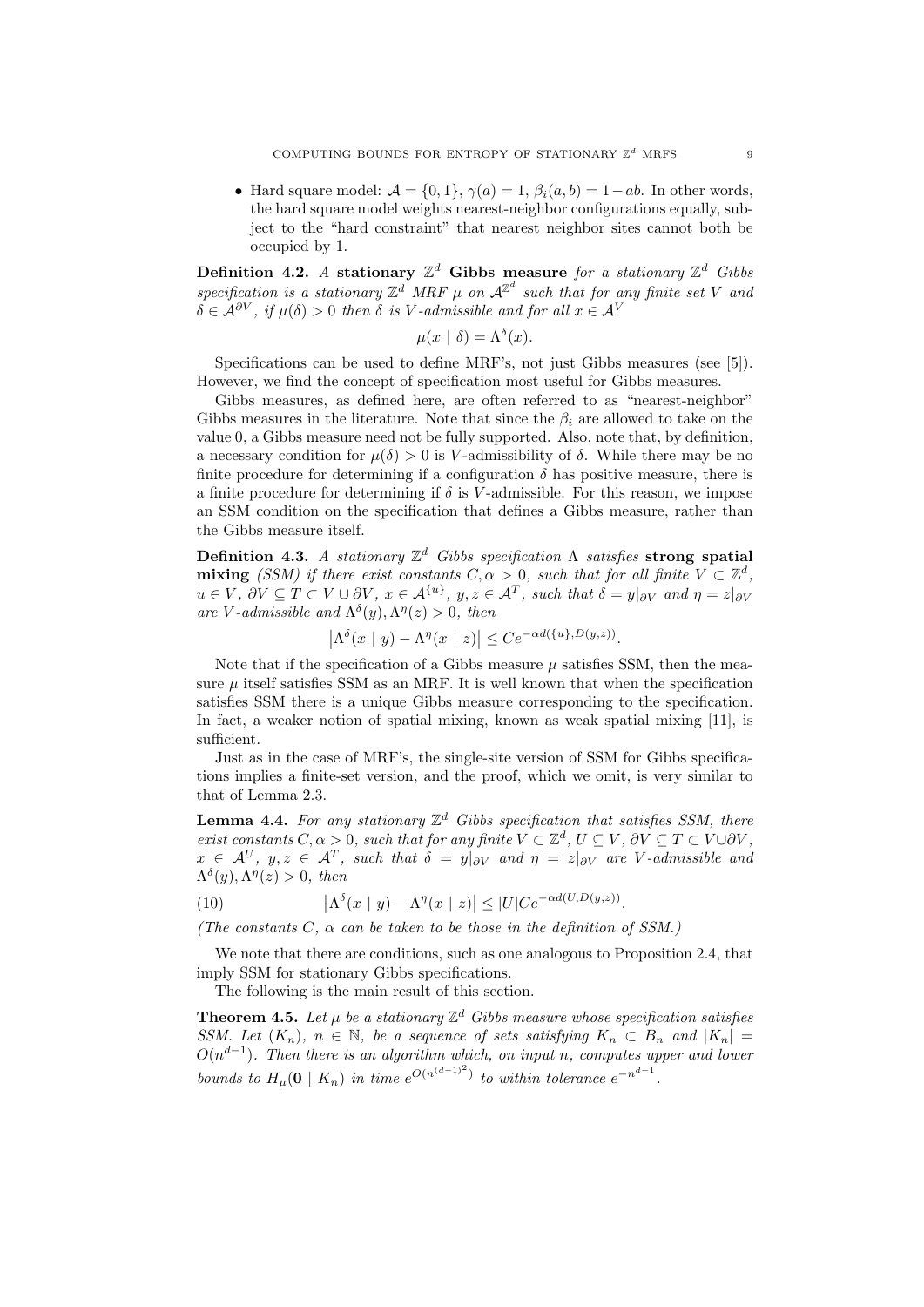- Hard square model: $\mathcal{A} = \{0, 1\}$, $\gamma(a) = 1$, $\beta_i(a, b) = 1 - ab$. In other words, the hard square model weights nearest-neighbor configurations equally, subject to the "hard constraint" that nearest neighbor sites cannot both be occupied by 1.

**Definition 4.2.** *A* **stationary $\mathbb{Z}^d$ Gibbs measure** *for a stationary $\mathbb{Z}^d$ Gibbs specification is a stationary $\mathbb{Z}^d$ MRF $\mu$ on $\mathcal{A}^{\mathbb{Z}^d}$ such that for any finite set $V$ and $\delta \in \mathcal{A}^{\partial V}$, if $\mu(\delta) > 0$ then $\delta$ is $V$-admissible and for all $x \in \mathcal{A}^V$*

$$\mu(x \mid \delta) = \Lambda^\delta(x).$$

Specifications can be used to define MRF's, not just Gibbs measures (see [5]). However, we find the concept of specification most useful for Gibbs measures.

Gibbs measures, as defined here, are often referred to as "nearest-neighbor" Gibbs measures in the literature. Note that since the $\beta_i$ are allowed to take on the value 0, a Gibbs measure need not be fully supported. Also, note that, by definition, a necessary condition for $\mu(\delta) > 0$ is $V$-admissibility of $\delta$. While there may be no finite procedure for determining if a configuration $\delta$ has positive measure, there is a finite procedure for determining if $\delta$ is $V$-admissible. For this reason, we impose an SSM condition on the specification that defines a Gibbs measure, rather than the Gibbs measure itself.

**Definition 4.3.** *A stationary $\mathbb{Z}^d$ Gibbs specification $\Lambda$ satisfies* **strong spatial mixing** *(SSM) if there exist constants $C, \alpha > 0$, such that for all finite $V \subset \mathbb{Z}^d$, $u \in V$, $\partial V \subseteq T \subset V \cup \partial V$, $x \in \mathcal{A}^{\{u\}}$, $y, z \in \mathcal{A}^T$, such that $\delta = y|_{\partial V}$ and $\eta = z|_{\partial V}$ are $V$-admissible and $\Lambda^\delta(y), \Lambda^\eta(z) > 0$, then*

$$\left|\Lambda^\delta(x \mid y) - \Lambda^\eta(x \mid z)\right| \leq Ce^{-\alpha d(\{u\}, D(y,z))}.$$

Note that if the specification of a Gibbs measure $\mu$ satisfies SSM, then the measure $\mu$ itself satisfies SSM as an MRF. It is well known that when the specification satisfies SSM there is a unique Gibbs measure corresponding to the specification. In fact, a weaker notion of spatial mixing, known as weak spatial mixing [11], is sufficient.

Just as in the case of MRF's, the single-site version of SSM for Gibbs specifications implies a finite-set version, and the proof, which we omit, is very similar to that of Lemma 2.3.

**Lemma 4.4.** *For any stationary $\mathbb{Z}^d$ Gibbs specification that satisfies SSM, there exist constants $C, \alpha > 0$, such that for any finite $V \subset \mathbb{Z}^d$, $U \subseteq V$, $\partial V \subseteq T \subset V \cup \partial V$, $x \in \mathcal{A}^U$, $y, z \in \mathcal{A}^T$, such that $\delta = y|_{\partial V}$ and $\eta = z|_{\partial V}$ are $V$-admissible and $\Lambda^\delta(y), \Lambda^\eta(z) > 0$, then*

$$\left|\Lambda^\delta(x \mid y) - \Lambda^\eta(x \mid z)\right| \leq |U|Ce^{-\alpha d(U, D(y,z))}. \tag{10}$$

*(The constants $C$, $\alpha$ can be taken to be those in the definition of SSM.)*

We note that there are conditions, such as one analogous to Proposition 2.4, that imply SSM for stationary Gibbs specifications.

The following is the main result of this section.

**Theorem 4.5.** *Let $\mu$ be a stationary $\mathbb{Z}^d$ Gibbs measure whose specification satisfies SSM. Let $(K_n)$, $n \in \mathbb{N}$, be a sequence of sets satisfying $K_n \subset B_n$ and $|K_n| = O(n^{d-1})$. Then there is an algorithm which, on input $n$, computes upper and lower bounds to $H_\mu(\mathbf{0} \mid K_n)$ in time $e^{O(n^{(d-1)^2})}$ to within tolerance $e^{-n^{d-1}}$.*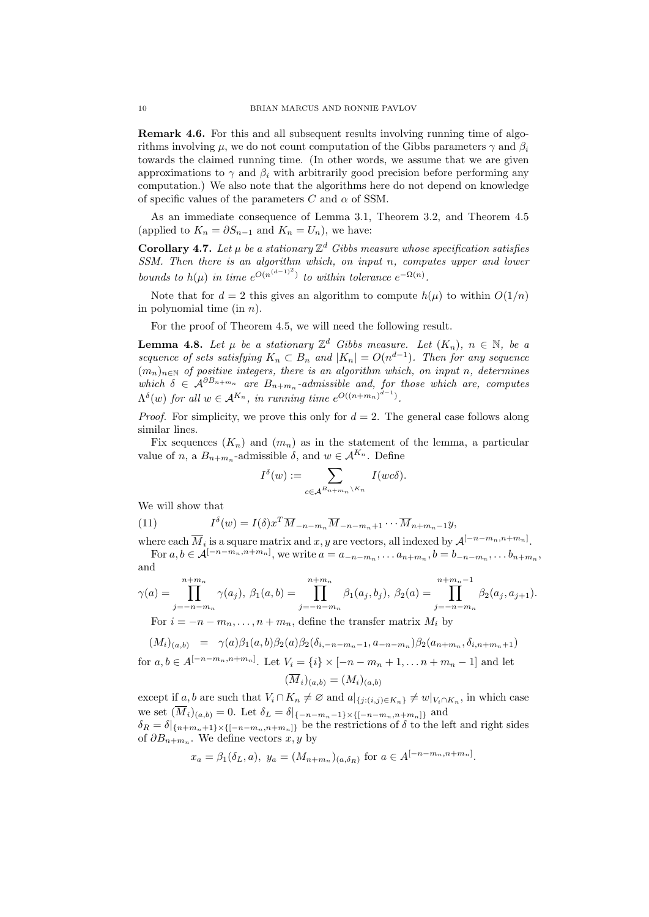**Remark 4.6.** For this and all subsequent results involving running time of algorithms involving $\mu$, we do not count computation of the Gibbs parameters $\gamma$ and $\beta_i$ towards the claimed running time. (In other words, we assume that we are given approximations to $\gamma$ and $\beta_i$ with arbitrarily good precision before performing any computation.) We also note that the algorithms here do not depend on knowledge of specific values of the parameters $C$ and $\alpha$ of SSM.

As an immediate consequence of Lemma 3.1, Theorem 3.2, and Theorem 4.5 (applied to $K_n = \partial S_{n-1}$ and $K_n = U_n$), we have:

**Corollary 4.7.** *Let $\mu$ be a stationary $\mathbb{Z}^d$ Gibbs measure whose specification satisfies SSM. Then there is an algorithm which, on input $n$, computes upper and lower bounds to $h(\mu)$ in time $e^{O(n^{(d-1)^2})}$ to within tolerance $e^{-\Omega(n)}$.*

Note that for $d = 2$ this gives an algorithm to compute $h(\mu)$ to within $O(1/n)$ in polynomial time (in $n$).

For the proof of Theorem 4.5, we will need the following result.

**Lemma 4.8.** *Let $\mu$ be a stationary $\mathbb{Z}^d$ Gibbs measure. Let $(K_n)$, $n \in \mathbb{N}$, be a sequence of sets satisfying $K_n \subset B_n$ and $|K_n| = O(n^{d-1})$. Then for any sequence $(m_n)_{n \in \mathbb{N}}$ of positive integers, there is an algorithm which, on input $n$, determines which $\delta \in \mathcal{A}^{\partial B_{n+m_n}}$ are $B_{n+m_n}$-admissible and, for those which are, computes $\Lambda^\delta(w)$ for all $w \in \mathcal{A}^{K_n}$, in running time $e^{O((n+m_n)^{d-1})}$.*

*Proof.* For simplicity, we prove this only for $d = 2$. The general case follows along similar lines.

Fix sequences $(K_n)$ and $(m_n)$ as in the statement of the lemma, a particular value of $n$, a $B_{n+m_n}$-admissible $\delta$, and $w \in \mathcal{A}^{K_n}$. Define

$$I^\delta(w) := \sum_{c \in \mathcal{A}^{B_{n+m_n} \setminus K_n}} I(wc\delta).$$

We will show that

$$I^\delta(w) = I(\delta) x^T \overline{M}_{-n-m_n} \overline{M}_{-n-m_n+1} \cdots \overline{M}_{n+m_n-1} y, \tag{11}$$

where each $\overline{M}_i$ is a square matrix and $x, y$ are vectors, all indexed by $\mathcal{A}^{[-n-m_n, n+m_n]}$.

For $a, b \in \mathcal{A}^{[-n-m_n, n+m_n]}$, we write $a = a_{-n-m_n}, \ldots a_{n+m_n}, b = b_{-n-m_n}, \ldots b_{n+m_n}$, and

$$\gamma(a) = \prod_{j=-n-m_n}^{n+m_n} \gamma(a_j),\ \beta_1(a,b) = \prod_{j=-n-m_n}^{n+m_n} \beta_1(a_j, b_j),\ \beta_2(a) = \prod_{j=-n-m_n}^{n+m_n-1} \beta_2(a_j, a_{j+1}).$$

For $i = -n-m_n, \ldots, n+m_n$, define the transfer matrix $M_i$ by

$$(M_i)_{(a,b)} \quad = \quad \gamma(a)\beta_1(a,b)\beta_2(a)\beta_2(\delta_{i,-n-m_n-1}, a_{-n-m_n})\beta_2(a_{n+m_n}, \delta_{i,n+m_n+1})$$

for $a, b \in A^{[-n-m_n, n+m_n]}$. Let $V_i = \{i\} \times [-n-m_n+1, \ldots n+m_n-1]$ and let

$$(\overline{M}_i)_{(a,b)} = (M_i)_{(a,b)}$$

except if $a, b$ are such that $V_i \cap K_n \neq \varnothing$ and $a|_{\{j:(i,j) \in K_n\}} \neq w|_{V_i \cap K_n}$, in which case we set $(\overline{M}_i)_{(a,b)} = 0$. Let $\delta_L = \delta|_{\{-n-m_n-1\} \times \{[-n-m_n, n+m_n]\}}$ and $\delta_R = \delta|_{\{n+m_n+1\} \times \{[-n-m_n, n+m_n]\}}$ be the restrictions of $\delta$ to the left and right sides of $\partial B_{n+m_n}$. We define vectors $x, y$ by

$$x_a = \beta_1(\delta_L, a),\ y_a = (M_{n+m_n})_{(a,\delta_R)} \text{ for } a \in A^{[-n-m_n, n+m_n]}.$$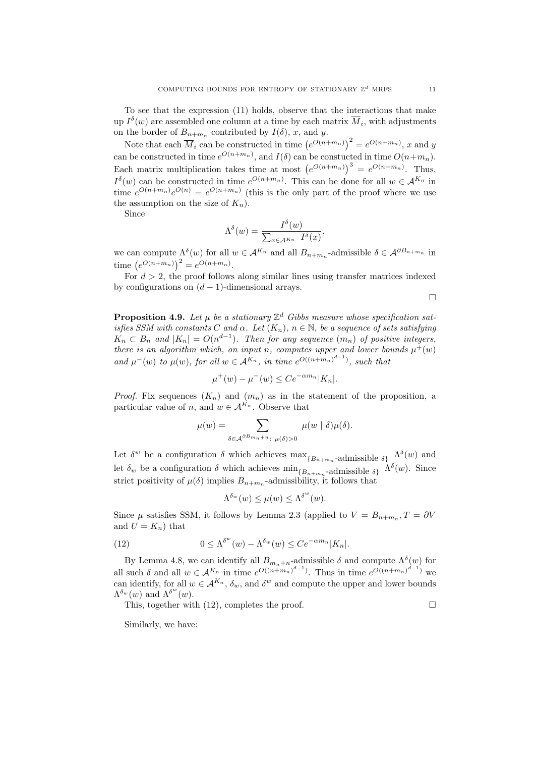To see that the expression (11) holds, observe that the interactions that make up $I^\delta(w)$ are assembled one column at a time by each matrix $\overline{M}_i$, with adjustments on the border of $B_{n+m_n}$ contributed by $I(\delta)$, $x$, and $y$.

Note that each $\overline{M}_i$ can be constructed in time $\left(e^{O(n+m_n)}\right)^2 = e^{O(n+m_n)}$, $x$ and $y$ can be constructed in time $e^{O(n+m_n)}$, and $I(\delta)$ can be constucted in time $O(n+m_n)$. Each matrix multiplication takes time at most $\left(e^{O(n+m_n)}\right)^3 = e^{O(n+m_n)}$. Thus, $I^\delta(w)$ can be constructed in time $e^{O(n+m_n)}$. This can be done for all $w \in \mathcal{A}^{K_n}$ in time $e^{O(n+m_n)}e^{O(n)} = e^{O(n+m_n)}$ (this is the only part of the proof where we use the assumption on the size of $K_n$).

Since

$$\Lambda^\delta(w) = \frac{I^\delta(w)}{\sum_{x\in\mathcal{A}^{K_n}} I^\delta(x)},$$

we can compute $\Lambda^\delta(w)$ for all $w \in \mathcal{A}^{K_n}$ and all $B_{n+m_n}$-admissible $\delta \in \mathcal{A}^{\partial B_{n+m_n}}$ in time $\left(e^{O(n+m_n)}\right)^2 = e^{O(n+m_n)}$.

For $d > 2$, the proof follows along similar lines using transfer matrices indexed by configurations on $(d-1)$-dimensional arrays.

□

**Proposition 4.9.** *Let $\mu$ be a stationary $\mathbb{Z}^d$ Gibbs measure whose specification satisfies SSM with constants $C$ and $\alpha$. Let $(K_n)$, $n \in \mathbb{N}$, be a sequence of sets satisfying $K_n \subset B_n$ and $|K_n| = O(n^{d-1})$. Then for any sequence $(m_n)$ of positive integers, there is an algorithm which, on input $n$, computes upper and lower bounds $\mu^+(w)$ and $\mu^-(w)$ to $\mu(w)$, for all $w \in \mathcal{A}^{K_n}$, in time $e^{O((n+m_n)^{d-1})}$, such that*

$$\mu^+(w) - \mu^-(w) \le Ce^{-\alpha m_n}|K_n|.$$

*Proof.* Fix sequences $(K_n)$ and $(m_n)$ as in the statement of the proposition, a particular value of $n$, and $w \in \mathcal{A}^{K_n}$. Observe that

$$\mu(w) = \sum_{\delta\in\mathcal{A}^{\partial B_{m_n+n}}:\ \mu(\delta)>0} \mu(w \mid \delta)\mu(\delta).$$

Let $\delta^w$ be a configuration $\delta$ which achieves $\max_{\{B_{n+m_n}\text{-admissible } \delta\}} \Lambda^\delta(w)$ and let $\delta_w$ be a configuration $\delta$ which achieves $\min_{\{B_{n+m_n}\text{-admissible } \delta\}} \Lambda^\delta(w)$. Since strict positivity of $\mu(\delta)$ implies $B_{n+m_n}$-admissibility, it follows that

$$\Lambda^{\delta_w}(w) \le \mu(w) \le \Lambda^{\delta^w}(w).$$

Since $\mu$ satisfies SSM, it follows by Lemma 2.3 (applied to $V = B_{n+m_n}, T = \partial V$ and $U = K_n$) that

$$0 \le \Lambda^{\delta^w}(w) - \Lambda^{\delta_w}(w) \le Ce^{-\alpha m_n}|K_n|. \tag{12}$$

By Lemma 4.8, we can identify all $B_{m_n+n}$-admissible $\delta$ and compute $\Lambda^\delta(w)$ for all such $\delta$ and all $w \in \mathcal{A}^{K_n}$ in time $e^{O((n+m_n)^{d-1})}$. Thus in time $e^{O((n+m_n)^{d-1})}$ we can identify, for all $w \in \mathcal{A}^{K_n}$, $\delta_w$, and $\delta^w$ and compute the upper and lower bounds $\Lambda^{\delta_w}(w)$ and $\Lambda^{\delta^w}(w)$.

This, together with (12), completes the proof. □

Similarly, we have: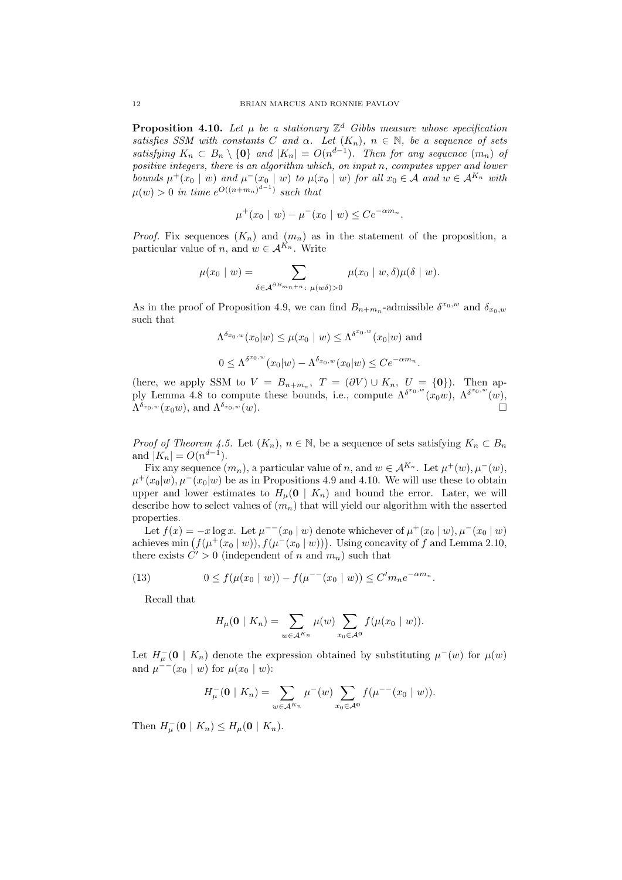**Proposition 4.10.** *Let $\mu$ be a stationary $\mathbb{Z}^d$ Gibbs measure whose specification satisfies SSM with constants $C$ and $\alpha$. Let $(K_n)$, $n \in \mathbb{N}$, be a sequence of sets satisfying $K_n \subset B_n \setminus \{\mathbf{0}\}$ and $|K_n| = O(n^{d-1})$. Then for any sequence $(m_n)$ of positive integers, there is an algorithm which, on input $n$, computes upper and lower bounds $\mu^+(x_0 \mid w)$ and $\mu^-(x_0 \mid w)$ to $\mu(x_0 \mid w)$ for all $x_0 \in \mathcal{A}$ and $w \in \mathcal{A}^{K_n}$ with $\mu(w) > 0$ in time $e^{O((n+m_n)^{d-1})}$ such that*

$$\mu^+(x_0 \mid w) - \mu^-(x_0 \mid w) \leq Ce^{-\alpha m_n}.$$

*Proof.* Fix sequences $(K_n)$ and $(m_n)$ as in the statement of the proposition, a particular value of $n$, and $w \in \mathcal{A}^{K_n}$. Write

$$\mu(x_0 \mid w) = \sum_{\delta \in \mathcal{A}^{\partial B_{m_n+n}}:\ \mu(w\delta)>0} \mu(x_0 \mid w, \delta)\mu(\delta \mid w).$$

As in the proof of Proposition 4.9, we can find $B_{n+m_n}$-admissible $\delta^{x_0,w}$ and $\delta_{x_0,w}$ such that

$$\Lambda^{\delta_{x_0,w}}(x_0|w) \leq \mu(x_0 \mid w) \leq \Lambda^{\delta^{x_0,w}}(x_0|w) \text{ and}$$

$$0 \leq \Lambda^{\delta^{x_0,w}}(x_0|w) - \Lambda^{\delta_{x_0,w}}(x_0|w) \leq Ce^{-\alpha m_n}.$$

(here, we apply SSM to $V = B_{n+m_n}$, $T = (\partial V) \cup K_n$, $U = \{\mathbf{0}\}$). Then apply Lemma 4.8 to compute these bounds, i.e., compute $\Lambda^{\delta^{x_0,w}}(x_0 w)$, $\Lambda^{\delta^{x_0,w}}(w)$, $\Lambda^{\delta_{x_0,w}}(x_0 w)$, and $\Lambda^{\delta_{x_0,w}}(w)$. $\square$

*Proof of Theorem 4.5.* Let $(K_n)$, $n \in \mathbb{N}$, be a sequence of sets satisfying $K_n \subset B_n$ and $|K_n| = O(n^{d-1})$.

Fix any sequence $(m_n)$, a particular value of $n$, and $w \in \mathcal{A}^{K_n}$. Let $\mu^+(w), \mu^-(w)$, $\mu^+(x_0|w), \mu^-(x_0|w)$ be as in Propositions 4.9 and 4.10. We will use these to obtain upper and lower estimates to $H_\mu(\mathbf{0} \mid K_n)$ and bound the error. Later, we will describe how to select values of $(m_n)$ that will yield our algorithm with the asserted properties.

Let $f(x) = -x \log x$. Let $\mu^{--}(x_0 \mid w)$ denote whichever of $\mu^+(x_0 \mid w), \mu^-(x_0 \mid w)$ achieves $\min\left(f(\mu^+(x_0 \mid w)), f(\mu^-(x_0 \mid w))\right)$. Using concavity of $f$ and Lemma 2.10, there exists $C' > 0$ (independent of $n$ and $m_n$) such that

$$0 \leq f(\mu(x_0 \mid w)) - f(\mu^{--}(x_0 \mid w)) \leq C' m_n e^{-\alpha m_n}. \tag{13}$$

Recall that

$$H_\mu(\mathbf{0} \mid K_n) = \sum_{w \in \mathcal{A}^{K_n}} \mu(w) \sum_{x_0 \in \mathcal{A}^{\mathbf{0}}} f(\mu(x_0 \mid w)).$$

Let $H_\mu^-(\mathbf{0} \mid K_n)$ denote the expression obtained by substituting $\mu^-(w)$ for $\mu(w)$ and $\mu^{--}(x_0 \mid w)$ for $\mu(x_0 \mid w)$:

$$H_\mu^-(\mathbf{0} \mid K_n) = \sum_{w \in \mathcal{A}^{K_n}} \mu^-(w) \sum_{x_0 \in \mathcal{A}^{\mathbf{0}}} f(\mu^{--}(x_0 \mid w)).$$

Then $H_\mu^-(\mathbf{0} \mid K_n) \leq H_\mu(\mathbf{0} \mid K_n)$.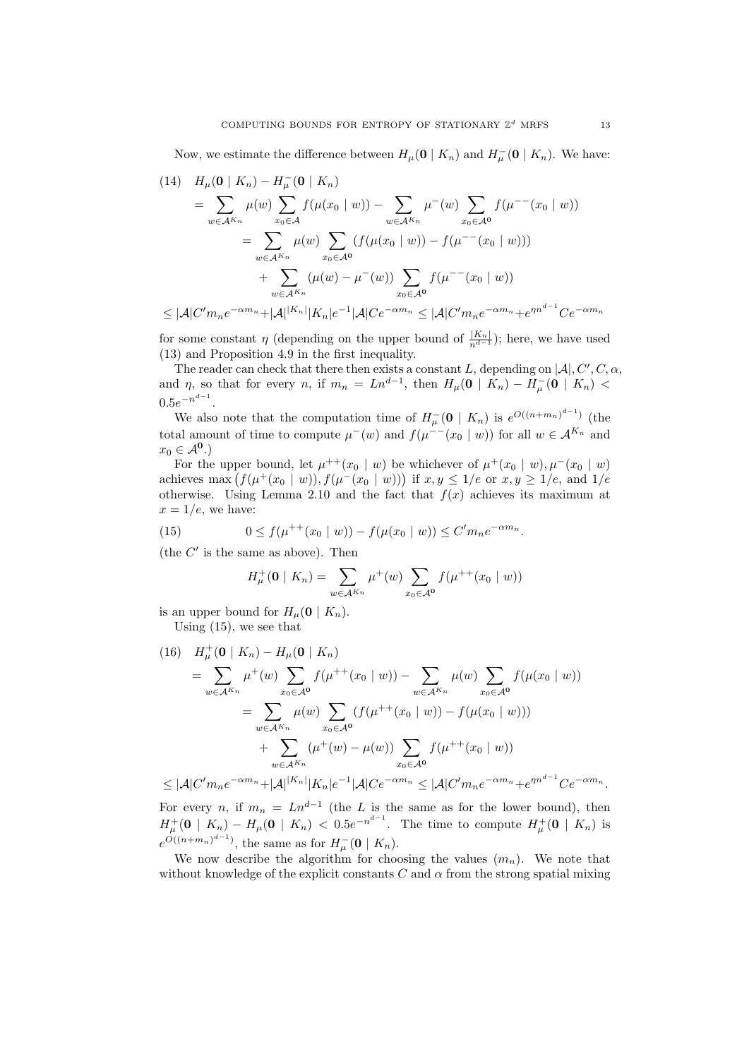Now, we estimate the difference between $H_\mu(\mathbf{0} \mid K_n)$ and $H^-_\mu(\mathbf{0} \mid K_n)$. We have:

$$
\begin{aligned}
(14)\quad & H_\mu(\mathbf{0} \mid K_n) - H^-_\mu(\mathbf{0} \mid K_n) \\
&= \sum_{w \in \mathcal{A}^{K_n}} \mu(w) \sum_{x_0 \in \mathcal{A}} f(\mu(x_0 \mid w)) - \sum_{w \in \mathcal{A}^{K_n}} \mu^-(w) \sum_{x_0 \in \mathcal{A}^{\mathbf{0}}} f(\mu^{--}(x_0 \mid w)) \\
&\qquad = \sum_{w \in \mathcal{A}^{K_n}} \mu(w) \sum_{x_0 \in \mathcal{A}^{\mathbf{0}}} \left(f(\mu(x_0 \mid w)) - f(\mu^{--}(x_0 \mid w))\right) \\
&\qquad\quad + \sum_{w \in \mathcal{A}^{K_n}} (\mu(w) - \mu^-(w)) \sum_{x_0 \in \mathcal{A}^{\mathbf{0}}} f(\mu^{--}(x_0 \mid w)) \\
&\le |\mathcal{A}| C' m_n e^{-\alpha m_n} + |\mathcal{A}|^{|K_n|} |K_n| e^{-1} |\mathcal{A}| C e^{-\alpha m_n} \le |\mathcal{A}| C' m_n e^{-\alpha m_n} + e^{\eta n^{d-1}} C e^{-\alpha m_n}
\end{aligned}
$$

for some constant $\eta$ (depending on the upper bound of $\frac{|K_n|}{n^{d-1}}$); here, we have used (13) and Proposition 4.9 in the first inequality.

The reader can check that there then exists a constant $L$, depending on $|\mathcal{A}|, C', C, \alpha$, and $\eta$, so that for every $n$, if $m_n = Ln^{d-1}$, then $H_\mu(\mathbf{0} \mid K_n) - H^-_\mu(\mathbf{0} \mid K_n) < 0.5e^{-n^{d-1}}$.

We also note that the computation time of $H^-_\mu(\mathbf{0} \mid K_n)$ is $e^{O((n+m_n)^{d-1})}$ (the total amount of time to compute $\mu^-(w)$ and $f(\mu^{--}(x_0 \mid w))$ for all $w \in \mathcal{A}^{K_n}$ and $x_0 \in \mathcal{A}^{\mathbf{0}}$.)

For the upper bound, let $\mu^{++}(x_0 \mid w)$ be whichever of $\mu^+(x_0 \mid w), \mu^-(x_0 \mid w)$ achieves $\max\left(f(\mu^+(x_0 \mid w)), f(\mu^-(x_0 \mid w))\right)$ if $x, y \le 1/e$ or $x, y \ge 1/e$, and $1/e$ otherwise. Using Lemma 2.10 and the fact that $f(x)$ achieves its maximum at $x = 1/e$, we have:

$$
(15)\qquad 0 \le f(\mu^{++}(x_0 \mid w)) - f(\mu(x_0 \mid w)) \le C' m_n e^{-\alpha m_n}.
$$

(the $C'$ is the same as above). Then

$$
H^+_\mu(\mathbf{0} \mid K_n) = \sum_{w \in \mathcal{A}^{K_n}} \mu^+(w) \sum_{x_0 \in \mathcal{A}^{\mathbf{0}}} f(\mu^{++}(x_0 \mid w))
$$

is an upper bound for $H_\mu(\mathbf{0} \mid K_n)$.

Using (15), we see that

$$
\begin{aligned}
(16)\quad & H^+_\mu(\mathbf{0} \mid K_n) - H_\mu(\mathbf{0} \mid K_n) \\
&= \sum_{w \in \mathcal{A}^{K_n}} \mu^+(w) \sum_{x_0 \in \mathcal{A}^{\mathbf{0}}} f(\mu^{++}(x_0 \mid w)) - \sum_{w \in \mathcal{A}^{K_n}} \mu(w) \sum_{x_0 \in \mathcal{A}^{\mathbf{0}}} f(\mu(x_0 \mid w)) \\
&\qquad = \sum_{w \in \mathcal{A}^{K_n}} \mu(w) \sum_{x_0 \in \mathcal{A}^{\mathbf{0}}} \left(f(\mu^{++}(x_0 \mid w)) - f(\mu(x_0 \mid w))\right) \\
&\qquad\quad + \sum_{w \in \mathcal{A}^{K_n}} (\mu^+(w) - \mu(w)) \sum_{x_0 \in \mathcal{A}^{\mathbf{0}}} f(\mu^{++}(x_0 \mid w)) \\
&\le |\mathcal{A}| C' m_n e^{-\alpha m_n} + |\mathcal{A}|^{|K_n|} |K_n| e^{-1} |\mathcal{A}| C e^{-\alpha m_n} \le |\mathcal{A}| C' m_n e^{-\alpha m_n} + e^{\eta n^{d-1}} C e^{-\alpha m_n}.
\end{aligned}
$$

For every $n$, if $m_n = Ln^{d-1}$ (the $L$ is the same as for the lower bound), then $H^+_\mu(\mathbf{0} \mid K_n) - H_\mu(\mathbf{0} \mid K_n) < 0.5e^{-n^{d-1}}$. The time to compute $H^+_\mu(\mathbf{0} \mid K_n)$ is $e^{O((n+m_n)^{d-1})}$, the same as for $H^-_\mu(\mathbf{0} \mid K_n)$.

We now describe the algorithm for choosing the values $(m_n)$. We note that without knowledge of the explicit constants $C$ and $\alpha$ from the strong spatial mixing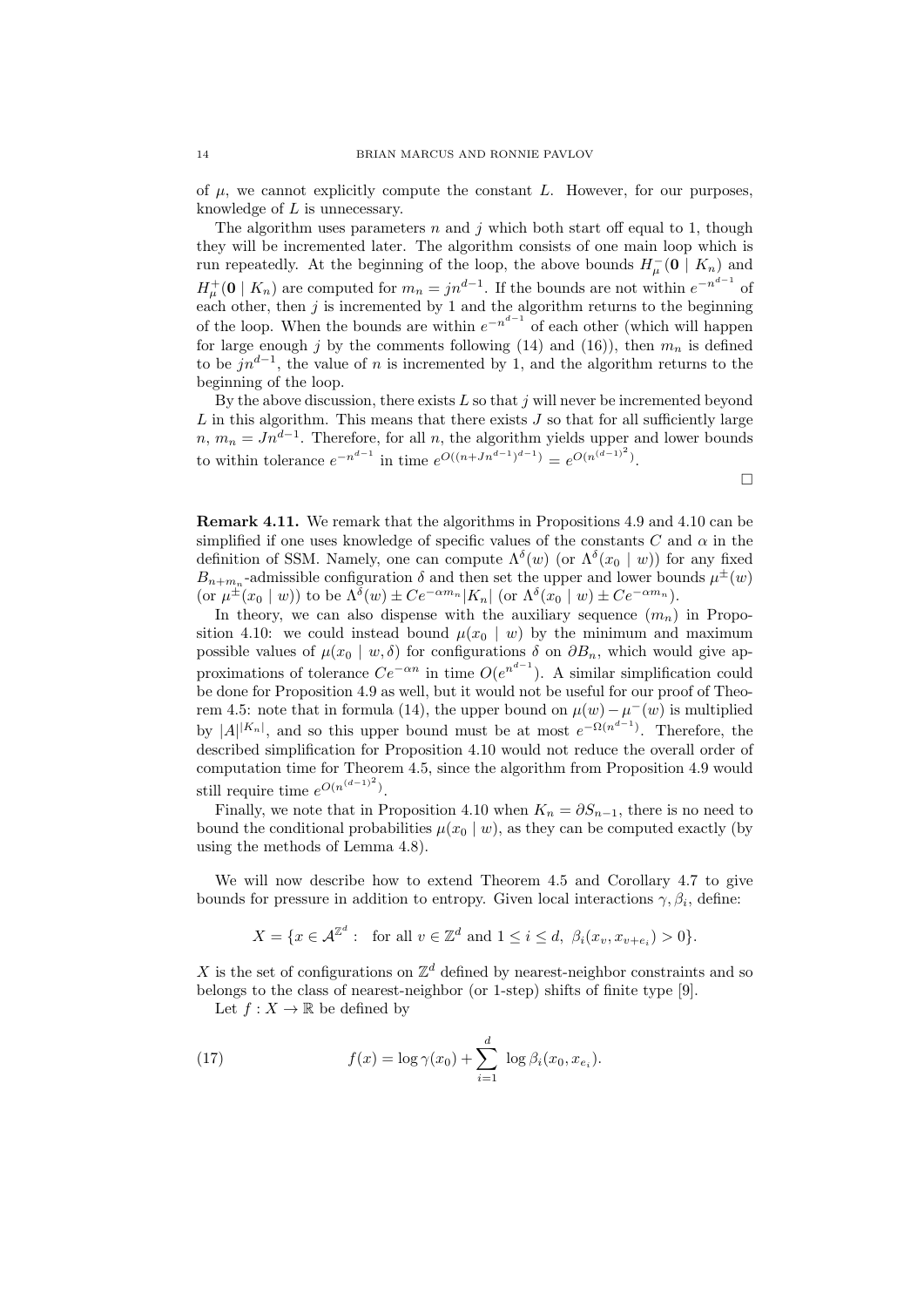of $\mu$, we cannot explicitly compute the constant $L$. However, for our purposes, knowledge of $L$ is unnecessary.

The algorithm uses parameters $n$ and $j$ which both start off equal to 1, though they will be incremented later. The algorithm consists of one main loop which is run repeatedly. At the beginning of the loop, the above bounds $H^-_\mu(\mathbf{0} \mid K_n)$ and $H^+_\mu(\mathbf{0} \mid K_n)$ are computed for $m_n = jn^{d-1}$. If the bounds are not within $e^{-n^{d-1}}$ of each other, then $j$ is incremented by 1 and the algorithm returns to the beginning of the loop. When the bounds are within $e^{-n^{d-1}}$ of each other (which will happen for large enough $j$ by the comments following (14) and (16)), then $m_n$ is defined to be $jn^{d-1}$, the value of $n$ is incremented by 1, and the algorithm returns to the beginning of the loop.

By the above discussion, there exists $L$ so that $j$ will never be incremented beyond $L$ in this algorithm. This means that there exists $J$ so that for all sufficiently large $n$, $m_n = Jn^{d-1}$. Therefore, for all $n$, the algorithm yields upper and lower bounds to within tolerance $e^{-n^{d-1}}$ in time $e^{O((n+Jn^{d-1})^{d-1})} = e^{O(n^{(d-1)^2})}$.

$\square$

**Remark 4.11.** We remark that the algorithms in Propositions 4.9 and 4.10 can be simplified if one uses knowledge of specific values of the constants $C$ and $\alpha$ in the definition of SSM. Namely, one can compute $\Lambda^\delta(w)$ (or $\Lambda^\delta(x_0 \mid w)$) for any fixed $B_{n+m_n}$-admissible configuration $\delta$ and then set the upper and lower bounds $\mu^\pm(w)$ (or $\mu^\pm(x_0 \mid w)$) to be $\Lambda^\delta(w) \pm Ce^{-\alpha m_n}|K_n|$ (or $\Lambda^\delta(x_0 \mid w) \pm Ce^{-\alpha m_n}$).

In theory, we can also dispense with the auxiliary sequence $(m_n)$ in Proposition 4.10: we could instead bound $\mu(x_0 \mid w)$ by the minimum and maximum possible values of $\mu(x_0 \mid w, \delta)$ for configurations $\delta$ on $\partial B_n$, which would give approximations of tolerance $Ce^{-\alpha n}$ in time $O(e^{n^{d-1}})$. A similar simplification could be done for Proposition 4.9 as well, but it would not be useful for our proof of Theorem 4.5: note that in formula (14), the upper bound on $\mu(w) - \mu^-(w)$ is multiplied by $|A|^{|K_n|}$, and so this upper bound must be at most $e^{-\Omega(n^{d-1})}$. Therefore, the described simplification for Proposition 4.10 would not reduce the overall order of computation time for Theorem 4.5, since the algorithm from Proposition 4.9 would still require time $e^{O(n^{(d-1)^2})}$.

Finally, we note that in Proposition 4.10 when $K_n = \partial S_{n-1}$, there is no need to bound the conditional probabilities $\mu(x_0 \mid w)$, as they can be computed exactly (by using the methods of Lemma 4.8).

We will now describe how to extend Theorem 4.5 and Corollary 4.7 to give bounds for pressure in addition to entropy. Given local interactions $\gamma, \beta_i$, define:

$$X = \{x \in \mathcal{A}^{\mathbb{Z}^d} : \text{ for all } v \in \mathbb{Z}^d \text{ and } 1 \leq i \leq d, \ \beta_i(x_v, x_{v+e_i}) > 0\}.$$

$X$ is the set of configurations on $\mathbb{Z}^d$ defined by nearest-neighbor constraints and so belongs to the class of nearest-neighbor (or 1-step) shifts of finite type [9].

Let $f : X \to \mathbb{R}$ be defined by

$$f(x) = \log \gamma(x_0) + \sum_{i=1}^{d} \log \beta_i(x_0, x_{e_i}). \tag{17}$$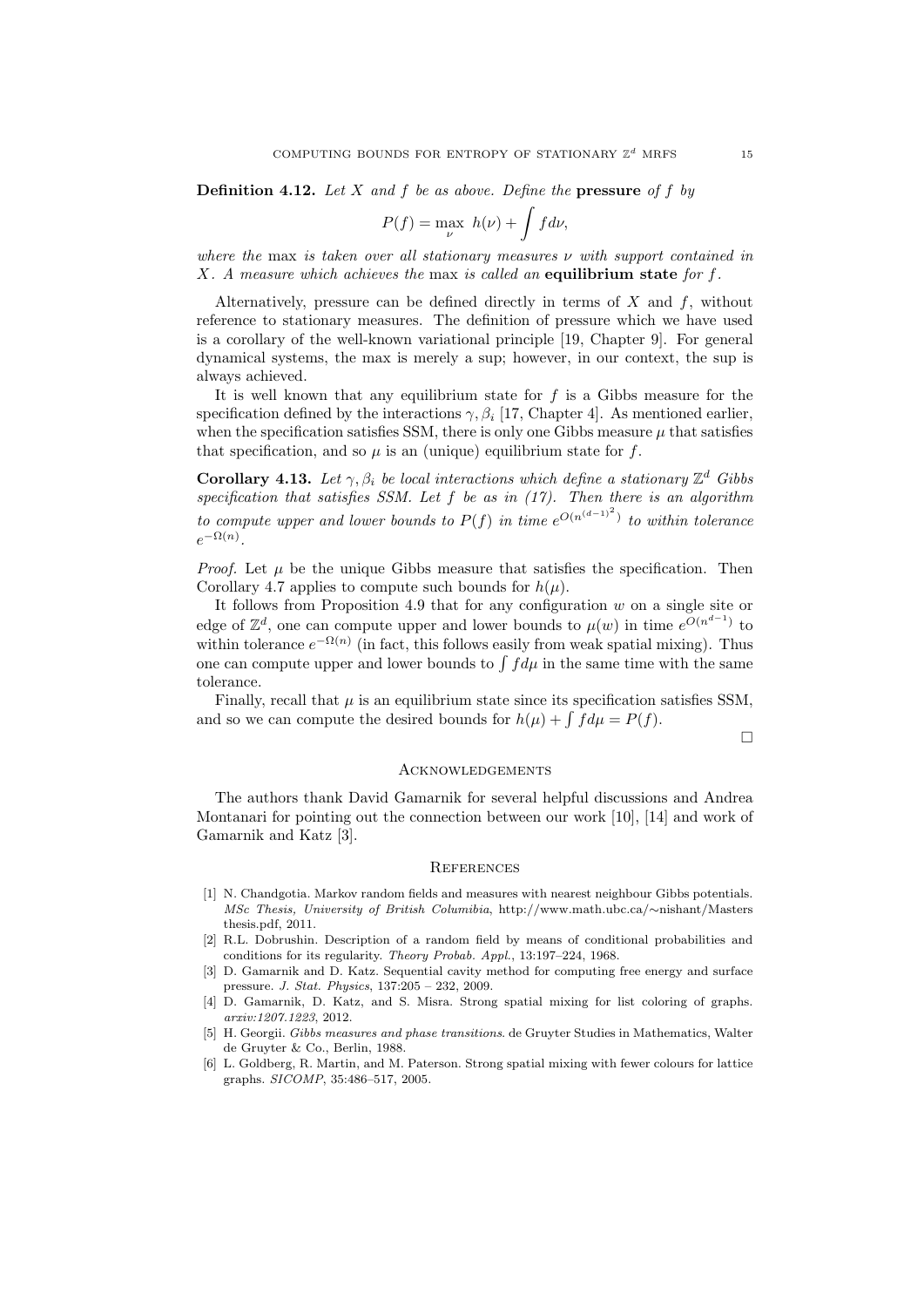**Definition 4.12.** *Let $X$ and $f$ be as above. Define the* **pressure** *of $f$ by*

$$P(f) = \max_{\nu} \; h(\nu) + \int f d\nu,$$

*where the* max *is taken over all stationary measures $\nu$ with support contained in $X$. A measure which achieves the* max *is called an* **equilibrium state** *for $f$.*

Alternatively, pressure can be defined directly in terms of $X$ and $f$, without reference to stationary measures. The definition of pressure which we have used is a corollary of the well-known variational principle [19, Chapter 9]. For general dynamical systems, the max is merely a sup; however, in our context, the sup is always achieved.

It is well known that any equilibrium state for $f$ is a Gibbs measure for the specification defined by the interactions $\gamma, \beta_i$ [17, Chapter 4]. As mentioned earlier, when the specification satisfies SSM, there is only one Gibbs measure $\mu$ that satisfies that specification, and so $\mu$ is an (unique) equilibrium state for $f$.

**Corollary 4.13.** *Let $\gamma, \beta_i$ be local interactions which define a stationary $\mathbb{Z}^d$ Gibbs specification that satisfies SSM. Let $f$ be as in (17). Then there is an algorithm to compute upper and lower bounds to $P(f)$ in time $e^{O(n^{(d-1)^2})}$ to within tolerance $e^{-\Omega(n)}$.*

*Proof.* Let $\mu$ be the unique Gibbs measure that satisfies the specification. Then Corollary 4.7 applies to compute such bounds for $h(\mu)$.

It follows from Proposition 4.9 that for any configuration $w$ on a single site or edge of $\mathbb{Z}^d$, one can compute upper and lower bounds to $\mu(w)$ in time $e^{O(n^{d-1})}$ to within tolerance $e^{-\Omega(n)}$ (in fact, this follows easily from weak spatial mixing). Thus one can compute upper and lower bounds to $\int f d\mu$ in the same time with the same tolerance.

Finally, recall that $\mu$ is an equilibrium state since its specification satisfies SSM, and so we can compute the desired bounds for $h(\mu) + \int f d\mu = P(f)$.

□

## Acknowledgements

The authors thank David Gamarnik for several helpful discussions and Andrea Montanari for pointing out the connection between our work [10], [14] and work of Gamarnik and Katz [3].

## References

[1] N. Chandgotia. Markov random fields and measures with nearest neighbour Gibbs potentials. *MSc Thesis, University of British Columibia*, http://www.math.ubc.ca/∼nishant/Masters thesis.pdf, 2011.

[2] R.L. Dobrushin. Description of a random field by means of conditional probabilities and conditions for its regularity. *Theory Probab. Appl.*, 13:197–224, 1968.

[3] D. Gamarnik and D. Katz. Sequential cavity method for computing free energy and surface pressure. *J. Stat. Physics*, 137:205 – 232, 2009.

[4] D. Gamarnik, D. Katz, and S. Misra. Strong spatial mixing for list coloring of graphs. *arxiv:1207.1223*, 2012.

[5] H. Georgii. *Gibbs measures and phase transitions*. de Gruyter Studies in Mathematics, Walter de Gruyter & Co., Berlin, 1988.

[6] L. Goldberg, R. Martin, and M. Paterson. Strong spatial mixing with fewer colours for lattice graphs. *SICOMP*, 35:486–517, 2005.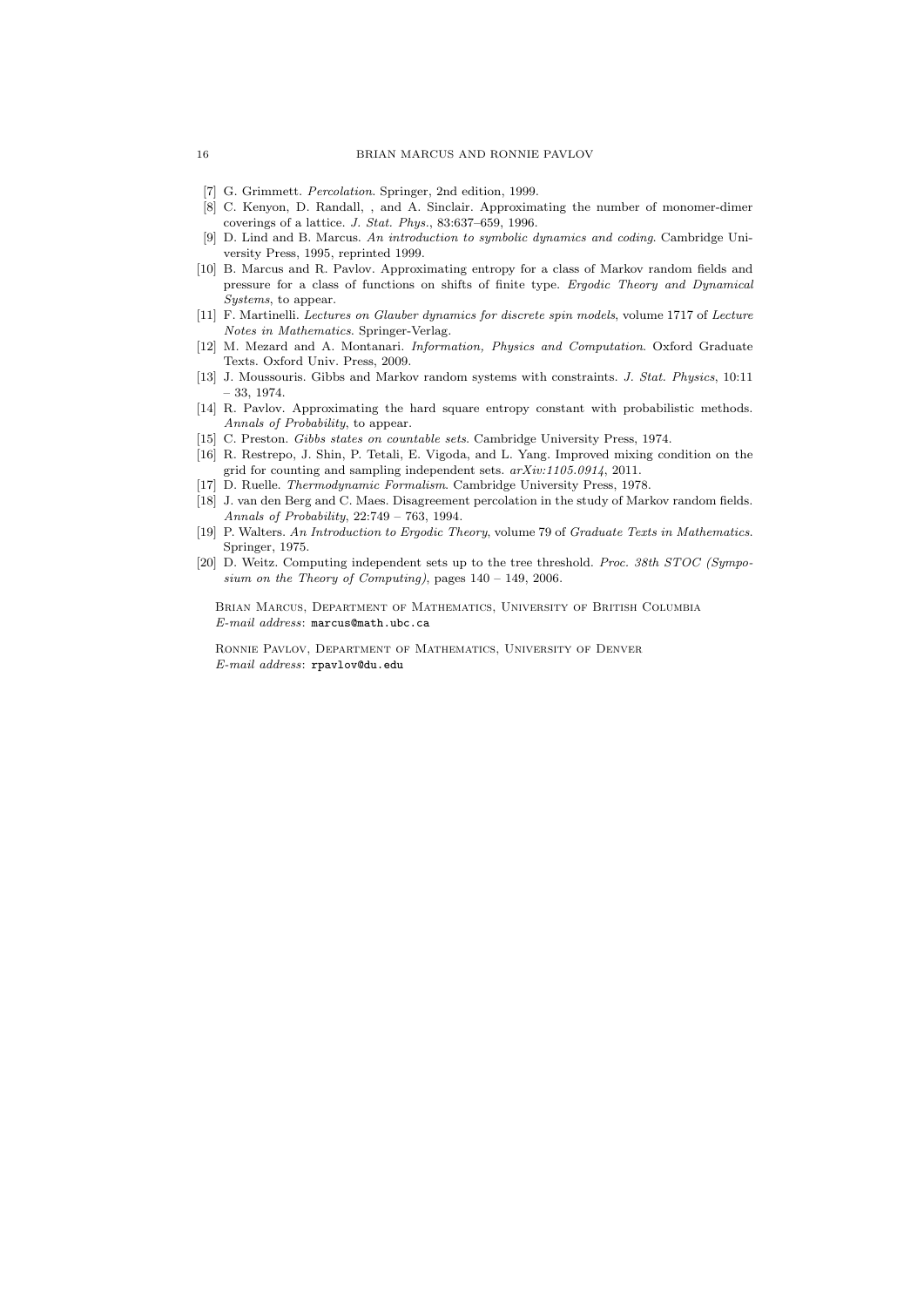[7] G. Grimmett. *Percolation*. Springer, 2nd edition, 1999.

[8] C. Kenyon, D. Randall, , and A. Sinclair. Approximating the number of monomer-dimer coverings of a lattice. *J. Stat. Phys.*, 83:637–659, 1996.

[9] D. Lind and B. Marcus. *An introduction to symbolic dynamics and coding*. Cambridge University Press, 1995, reprinted 1999.

[10] B. Marcus and R. Pavlov. Approximating entropy for a class of Markov random fields and pressure for a class of functions on shifts of finite type. *Ergodic Theory and Dynamical Systems*, to appear.

[11] F. Martinelli. *Lectures on Glauber dynamics for discrete spin models*, volume 1717 of *Lecture Notes in Mathematics*. Springer-Verlag.

[12] M. Mezard and A. Montanari. *Information, Physics and Computation*. Oxford Graduate Texts. Oxford Univ. Press, 2009.

[13] J. Moussouris. Gibbs and Markov random systems with constraints. *J. Stat. Physics*, 10:11 – 33, 1974.

[14] R. Pavlov. Approximating the hard square entropy constant with probabilistic methods. *Annals of Probability*, to appear.

[15] C. Preston. *Gibbs states on countable sets*. Cambridge University Press, 1974.

[16] R. Restrepo, J. Shin, P. Tetali, E. Vigoda, and L. Yang. Improved mixing condition on the grid for counting and sampling independent sets. *arXiv:1105.0914*, 2011.

[17] D. Ruelle. *Thermodynamic Formalism*. Cambridge University Press, 1978.

[18] J. van den Berg and C. Maes. Disagreement percolation in the study of Markov random fields. *Annals of Probability*, 22:749 – 763, 1994.

[19] P. Walters. *An Introduction to Ergodic Theory*, volume 79 of *Graduate Texts in Mathematics*. Springer, 1975.

[20] D. Weitz. Computing independent sets up to the tree threshold. *Proc. 38th STOC (Symposium on the Theory of Computing)*, pages 140 – 149, 2006.

Brian Marcus, Department of Mathematics, University of British Columbia
*E-mail address*: marcus@math.ubc.ca

Ronnie Pavlov, Department of Mathematics, University of Denver
*E-mail address*: rpavlov@du.edu